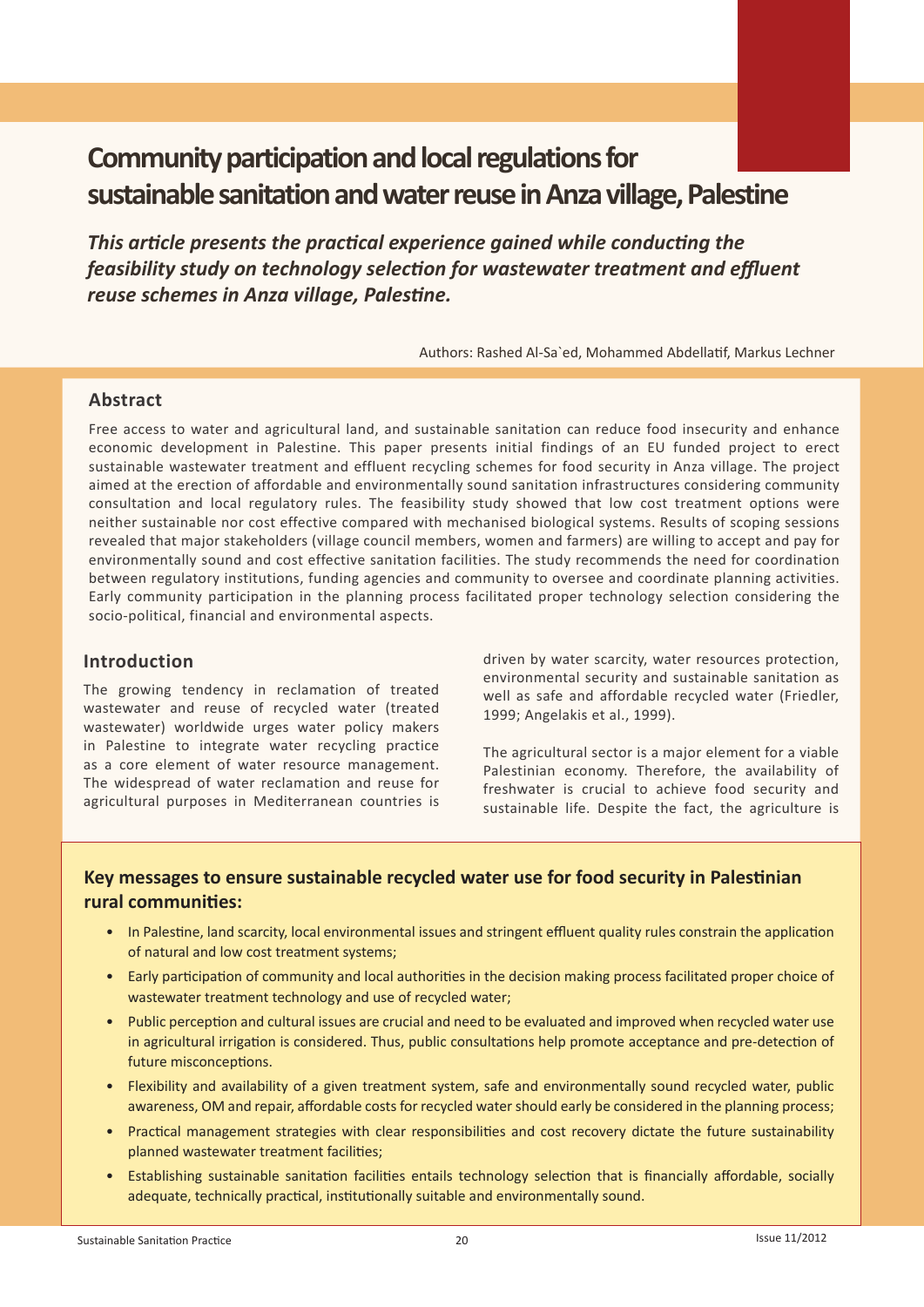# Community participation and local regulations for sustainable sanitation and water reuse in Anza village, Palestine

***This article presents the practical experience gained while conducting the feasibility study on technology selection for wastewater treatment and effluent reuse schemes in Anza village, Palestine.***

Authors: Rashed Al-Sa`ed, Mohammed Abdellatif, Markus Lechner

## Abstract

Free access to water and agricultural land, and sustainable sanitation can reduce food insecurity and enhance economic development in Palestine. This paper presents initial findings of an EU funded project to erect sustainable wastewater treatment and effluent recycling schemes for food security in Anza village. The project aimed at the erection of affordable and environmentally sound sanitation infrastructures considering community consultation and local regulatory rules. The feasibility study showed that low cost treatment options were neither sustainable nor cost effective compared with mechanised biological systems. Results of scoping sessions revealed that major stakeholders (village council members, women and farmers) are willing to accept and pay for environmentally sound and cost effective sanitation facilities. The study recommends the need for coordination between regulatory institutions, funding agencies and community to oversee and coordinate planning activities. Early community participation in the planning process facilitated proper technology selection considering the socio-political, financial and environmental aspects.

## Introduction

The growing tendency in reclamation of treated wastewater and reuse of recycled water (treated wastewater) worldwide urges water policy makers in Palestine to integrate water recycling practice as a core element of water resource management. The widespread of water reclamation and reuse for agricultural purposes in Mediterranean countries is driven by water scarcity, water resources protection, environmental security and sustainable sanitation as well as safe and affordable recycled water (Friedler, 1999; Angelakis et al., 1999).

The agricultural sector is a major element for a viable Palestinian economy. Therefore, the availability of freshwater is crucial to achieve food security and sustainable life. Despite the fact, the agriculture is

### Key messages to ensure sustainable recycled water use for food security in Palestinian rural communities:

- In Palestine, land scarcity, local environmental issues and stringent effluent quality rules constrain the application of natural and low cost treatment systems;
- Early participation of community and local authorities in the decision making process facilitated proper choice of wastewater treatment technology and use of recycled water;
- Public perception and cultural issues are crucial and need to be evaluated and improved when recycled water use in agricultural irrigation is considered. Thus, public consultations help promote acceptance and pre-detection of future misconceptions.
- Flexibility and availability of a given treatment system, safe and environmentally sound recycled water, public awareness, OM and repair, affordable costs for recycled water should early be considered in the planning process;
- Practical management strategies with clear responsibilities and cost recovery dictate the future sustainability planned wastewater treatment facilities;
- Establishing sustainable sanitation facilities entails technology selection that is financially affordable, socially adequate, technically practical, institutionally suitable and environmentally sound.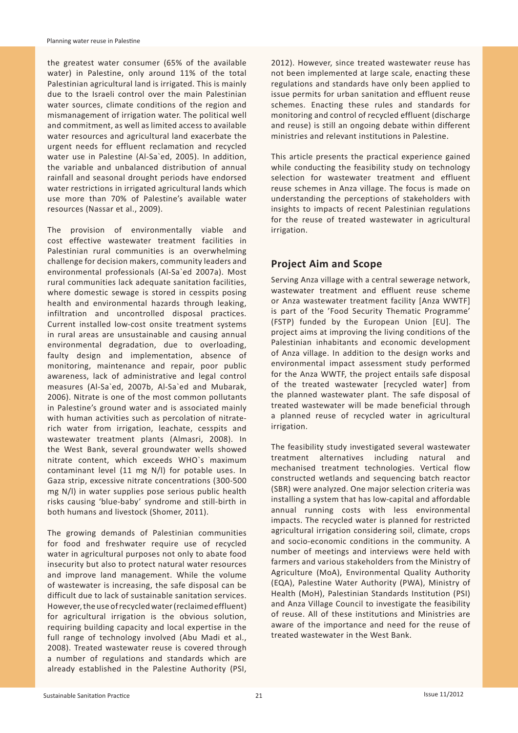the greatest water consumer (65% of the available water) in Palestine, only around 11% of the total Palestinian agricultural land is irrigated. This is mainly due to the Israeli control over the main Palestinian water sources, climate conditions of the region and mismanagement of irrigation water. The political well and commitment, as well as limited access to available water resources and agricultural land exacerbate the urgent needs for effluent reclamation and recycled water use in Palestine (Al-Sa`ed, 2005). In addition, the variable and unbalanced distribution of annual rainfall and seasonal drought periods have endorsed water restrictions in irrigated agricultural lands which use more than 70% of Palestine's available water resources (Nassar et al., 2009).

The provision of environmentally viable and cost effective wastewater treatment facilities in Palestinian rural communities is an overwhelming challenge for decision makers, community leaders and environmental professionals (Al-Sa`ed 2007a). Most rural communities lack adequate sanitation facilities, where domestic sewage is stored in cesspits posing health and environmental hazards through leaking, infiltration and uncontrolled disposal practices. Current installed low-cost onsite treatment systems in rural areas are unsustainable and causing annual environmental degradation, due to overloading, faulty design and implementation, absence of monitoring, maintenance and repair, poor public awareness, lack of administrative and legal control measures (Al-Sa`ed, 2007b, Al-Sa`ed and Mubarak, 2006). Nitrate is one of the most common pollutants in Palestine's ground water and is associated mainly with human activities such as percolation of nitrate-rich water from irrigation, leachate, cesspits and wastewater treatment plants (Almasri, 2008). In the West Bank, several groundwater wells showed nitrate content, which exceeds WHO`s maximum contaminant level (11 mg N/l) for potable uses. In Gaza strip, excessive nitrate concentrations (300-500 mg N/l) in water supplies pose serious public health risks causing 'blue-baby' syndrome and still-birth in both humans and livestock (Shomer, 2011).

The growing demands of Palestinian communities for food and freshwater require use of recycled water in agricultural purposes not only to abate food insecurity but also to protect natural water resources and improve land management. While the volume of wastewater is increasing, the safe disposal can be difficult due to lack of sustainable sanitation services. However, the use of recycled water (reclaimed effluent) for agricultural irrigation is the obvious solution, requiring building capacity and local expertise in the full range of technology involved (Abu Madi et al., 2008). Treated wastewater reuse is covered through a number of regulations and standards which are already established in the Palestine Authority (PSI, 2012). However, since treated wastewater reuse has not been implemented at large scale, enacting these regulations and standards have only been applied to issue permits for urban sanitation and effluent reuse schemes. Enacting these rules and standards for monitoring and control of recycled effluent (discharge and reuse) is still an ongoing debate within different ministries and relevant institutions in Palestine.

This article presents the practical experience gained while conducting the feasibility study on technology selection for wastewater treatment and effluent reuse schemes in Anza village. The focus is made on understanding the perceptions of stakeholders with insights to impacts of recent Palestinian regulations for the reuse of treated wastewater in agricultural irrigation.

## Project Aim and Scope

Serving Anza village with a central sewerage network, wastewater treatment and effluent reuse scheme or Anza wastewater treatment facility [Anza WWTF] is part of the 'Food Security Thematic Programme' (FSTP) funded by the European Union [EU]. The project aims at improving the living conditions of the Palestinian inhabitants and economic development of Anza village. In addition to the design works and environmental impact assessment study performed for the Anza WWTF, the project entails safe disposal of the treated wastewater [recycled water] from the planned wastewater plant. The safe disposal of treated wastewater will be made beneficial through a planned reuse of recycled water in agricultural irrigation.

The feasibility study investigated several wastewater treatment alternatives including natural and mechanised treatment technologies. Vertical flow constructed wetlands and sequencing batch reactor (SBR) were analyzed. One major selection criteria was installing a system that has low-capital and affordable annual running costs with less environmental impacts. The recycled water is planned for restricted agricultural irrigation considering soil, climate, crops and socio-economic conditions in the community. A number of meetings and interviews were held with farmers and various stakeholders from the Ministry of Agriculture (MoA), Environmental Quality Authority (EQA), Palestine Water Authority (PWA), Ministry of Health (MoH), Palestinian Standards Institution (PSI) and Anza Village Council to investigate the feasibility of reuse. All of these institutions and Ministries are aware of the importance and need for the reuse of treated wastewater in the West Bank.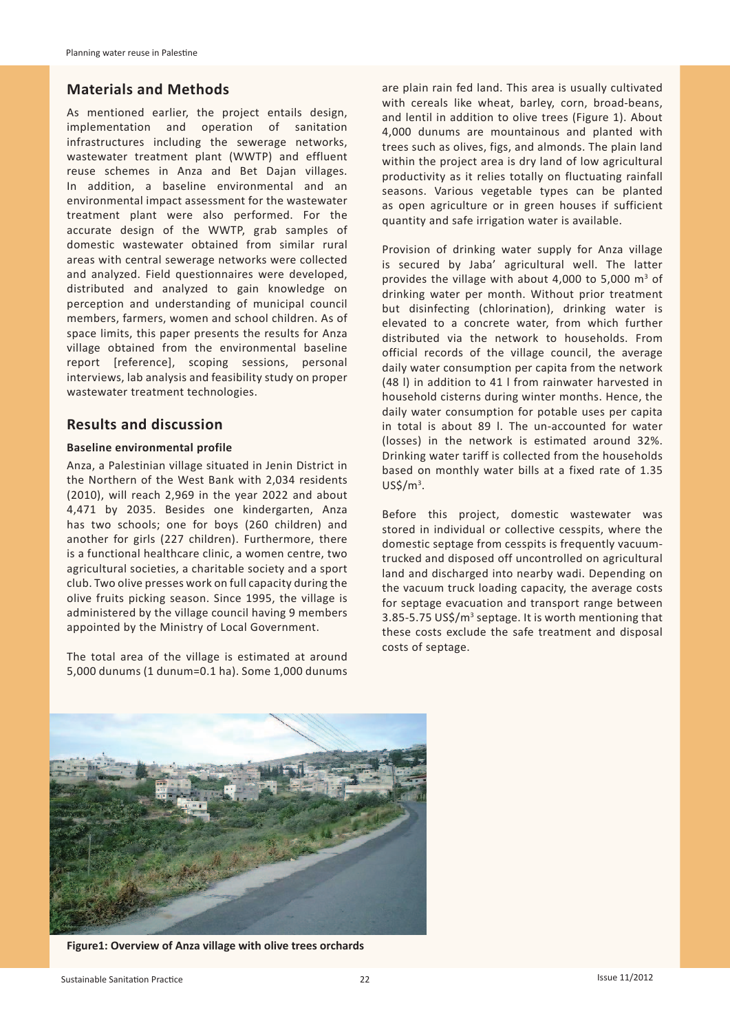## Materials and Methods

As mentioned earlier, the project entails design, implementation and operation of sanitation infrastructures including the sewerage networks, wastewater treatment plant (WWTP) and effluent reuse schemes in Anza and Bet Dajan villages. In addition, a baseline environmental and an environmental impact assessment for the wastewater treatment plant were also performed. For the accurate design of the WWTP, grab samples of domestic wastewater obtained from similar rural areas with central sewerage networks were collected and analyzed. Field questionnaires were developed, distributed and analyzed to gain knowledge on perception and understanding of municipal council members, farmers, women and school children. As of space limits, this paper presents the results for Anza village obtained from the environmental baseline report [reference], scoping sessions, personal interviews, lab analysis and feasibility study on proper wastewater treatment technologies.

## Results and discussion

### Baseline environmental profile

Anza, a Palestinian village situated in Jenin District in the Northern of the West Bank with 2,034 residents (2010), will reach 2,969 in the year 2022 and about 4,471 by 2035. Besides one kindergarten, Anza has two schools; one for boys (260 children) and another for girls (227 children). Furthermore, there is a functional healthcare clinic, a women centre, two agricultural societies, a charitable society and a sport club. Two olive presses work on full capacity during the olive fruits picking season. Since 1995, the village is administered by the village council having 9 members appointed by the Ministry of Local Government.

The total area of the village is estimated at around 5,000 dunums (1 dunum=0.1 ha). Some 1,000 dunums are plain rain fed land. This area is usually cultivated with cereals like wheat, barley, corn, broad-beans, and lentil in addition to olive trees (Figure 1). About 4,000 dunums are mountainous and planted with trees such as olives, figs, and almonds. The plain land within the project area is dry land of low agricultural productivity as it relies totally on fluctuating rainfall seasons. Various vegetable types can be planted as open agriculture or in green houses if sufficient quantity and safe irrigation water is available.

Provision of drinking water supply for Anza village is secured by Jaba' agricultural well. The latter provides the village with about 4,000 to 5,000 $m^3$ of drinking water per month. Without prior treatment but disinfecting (chlorination), drinking water is elevated to a concrete water, from which further distributed via the network to households. From official records of the village council, the average daily water consumption per capita from the network (48 l) in addition to 41 l from rainwater harvested in household cisterns during winter months. Hence, the daily water consumption for potable uses per capita in total is about 89 l. The un-accounted for water (losses) in the network is estimated around 32%. Drinking water tariff is collected from the households based on monthly water bills at a fixed rate of 1.35 US$/m^3$.

Before this project, domestic wastewater was stored in individual or collective cesspits, where the domestic septage from cesspits is frequently vacuum-trucked and disposed off uncontrolled on agricultural land and discharged into nearby wadi. Depending on the vacuum truck loading capacity, the average costs for septage evacuation and transport range between 3.85-5.75 US$/m^3$ septage. It is worth mentioning that these costs exclude the safe treatment and disposal costs of septage.

**Figure1: Overview of Anza village with olive trees orchards**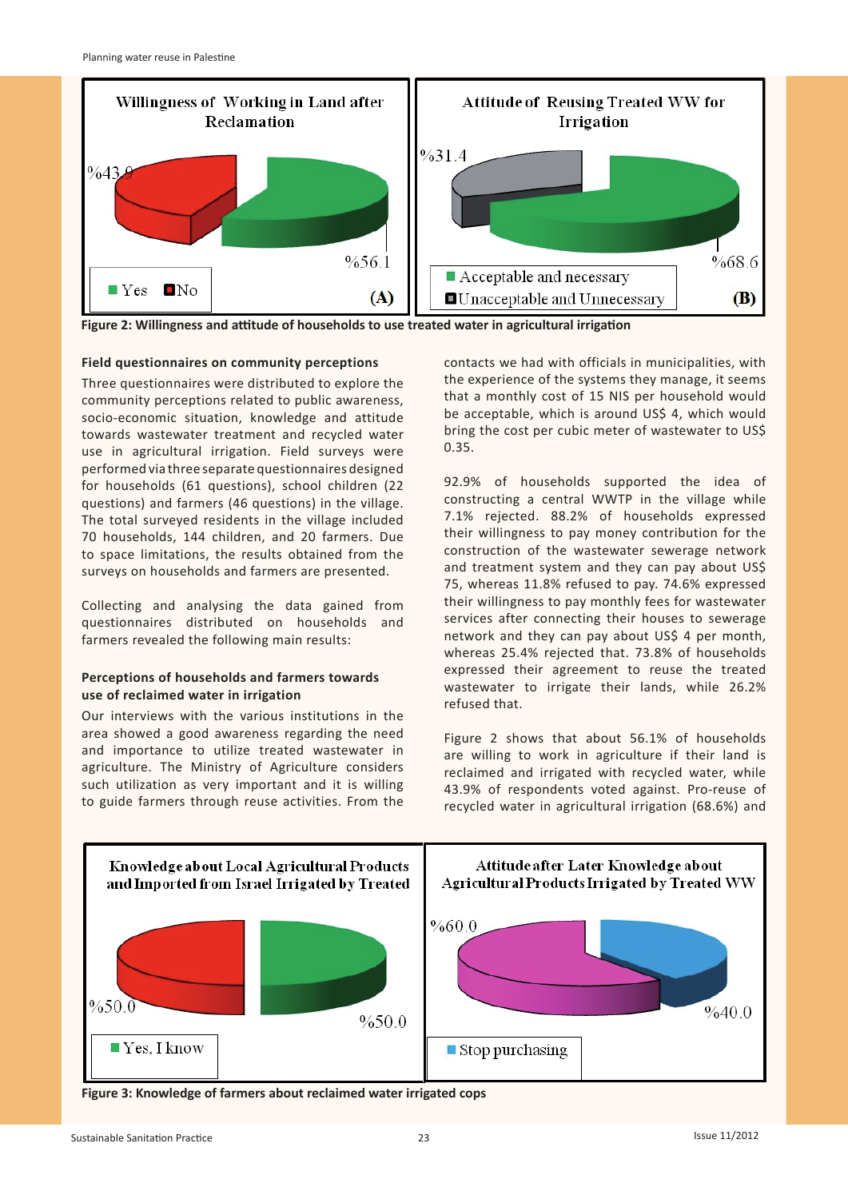Figure 2: Willingness and attitude of households to use treated water in agricultural irrigation

#### Field questionnaires on community perceptions

Three questionnaires were distributed to explore the community perceptions related to public awareness, socio-economic situation, knowledge and attitude towards wastewater treatment and recycled water use in agricultural irrigation. Field surveys were performed via three separate questionnaires designed for households (61 questions), school children (22 questions) and farmers (46 questions) in the village. The total surveyed residents in the village included 70 households, 144 children, and 20 farmers. Due to space limitations, the results obtained from the surveys on households and farmers are presented.

Collecting and analysing the data gained from questionnaires distributed on households and farmers revealed the following main results:

#### Perceptions of households and farmers towards use of reclaimed water in irrigation

Our interviews with the various institutions in the area showed a good awareness regarding the need and importance to utilize treated wastewater in agriculture. The Ministry of Agriculture considers such utilization as very important and it is willing to guide farmers through reuse activities. From the contacts we had with officials in municipalities, with the experience of the systems they manage, it seems that a monthly cost of 15 NIS per household would be acceptable, which is around US$ 4, which would bring the cost per cubic meter of wastewater to US$ 0.35.

92.9% of households supported the idea of constructing a central WWTP in the village while 7.1% rejected. 88.2% of households expressed their willingness to pay money contribution for the construction of the wastewater sewerage network and treatment system and they can pay about US$ 75, whereas 11.8% refused to pay. 74.6% expressed their willingness to pay monthly fees for wastewater services after connecting their houses to sewerage network and they can pay about US$ 4 per month, whereas 25.4% rejected that. 73.8% of households expressed their agreement to reuse the treated wastewater to irrigate their lands, while 26.2% refused that.

Figure 2 shows that about 56.1% of households are willing to work in agriculture if their land is reclaimed and irrigated with recycled water, while 43.9% of respondents voted against. Pro-reuse of recycled water in agricultural irrigation (68.6%) and

Figure 3: Knowledge of farmers about reclaimed water irrigated cops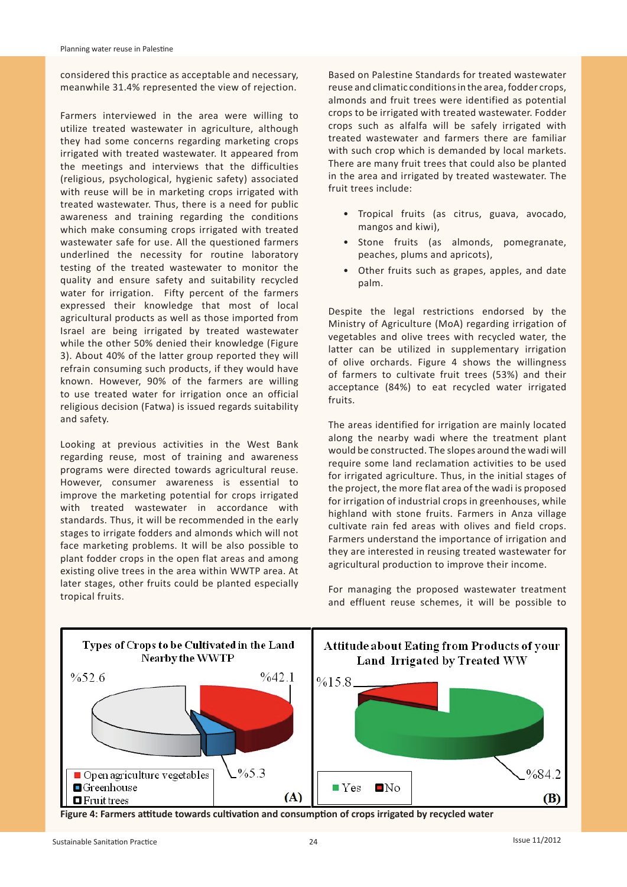considered this practice as acceptable and necessary, meanwhile 31.4% represented the view of rejection.

Farmers interviewed in the area were willing to utilize treated wastewater in agriculture, although they had some concerns regarding marketing crops irrigated with treated wastewater. It appeared from the meetings and interviews that the difficulties (religious, psychological, hygienic safety) associated with reuse will be in marketing crops irrigated with treated wastewater. Thus, there is a need for public awareness and training regarding the conditions which make consuming crops irrigated with treated wastewater safe for use. All the questioned farmers underlined the necessity for routine laboratory testing of the treated wastewater to monitor the quality and ensure safety and suitability recycled water for irrigation. Fifty percent of the farmers expressed their knowledge that most of local agricultural products as well as those imported from Israel are being irrigated by treated wastewater while the other 50% denied their knowledge (Figure 3). About 40% of the latter group reported they will refrain consuming such products, if they would have known. However, 90% of the farmers are willing to use treated water for irrigation once an official religious decision (Fatwa) is issued regards suitability and safety.

Looking at previous activities in the West Bank regarding reuse, most of training and awareness programs were directed towards agricultural reuse. However, consumer awareness is essential to improve the marketing potential for crops irrigated with treated wastewater in accordance with standards. Thus, it will be recommended in the early stages to irrigate fodders and almonds which will not face marketing problems. It will be also possible to plant fodder crops in the open flat areas and among existing olive trees in the area within WWTP area. At later stages, other fruits could be planted especially tropical fruits.

Based on Palestine Standards for treated wastewater reuse and climatic conditions in the area, fodder crops, almonds and fruit trees were identified as potential crops to be irrigated with treated wastewater. Fodder crops such as alfalfa will be safely irrigated with treated wastewater and farmers there are familiar with such crop which is demanded by local markets. There are many fruit trees that could also be planted in the area and irrigated by treated wastewater. The fruit trees include:

- Tropical fruits (as citrus, guava, avocado, mangos and kiwi),
- Stone fruits (as almonds, pomegranate, peaches, plums and apricots),
- Other fruits such as grapes, apples, and date palm.

Despite the legal restrictions endorsed by the Ministry of Agriculture (MoA) regarding irrigation of vegetables and olive trees with recycled water, the latter can be utilized in supplementary irrigation of olive orchards. Figure 4 shows the willingness of farmers to cultivate fruit trees (53%) and their acceptance (84%) to eat recycled water irrigated fruits.

The areas identified for irrigation are mainly located along the nearby wadi where the treatment plant would be constructed. The slopes around the wadi will require some land reclamation activities to be used for irrigated agriculture. Thus, in the initial stages of the project, the more flat area of the wadi is proposed for irrigation of industrial crops in greenhouses, while highland with stone fruits. Farmers in Anza village cultivate rain fed areas with olives and field crops. Farmers understand the importance of irrigation and they are interested in reusing treated wastewater for agricultural production to improve their income.

For managing the proposed wastewater treatment and effluent reuse schemes, it will be possible to

**Figure 4: Farmers attitude towards cultivation and consumption of crops irrigated by recycled water**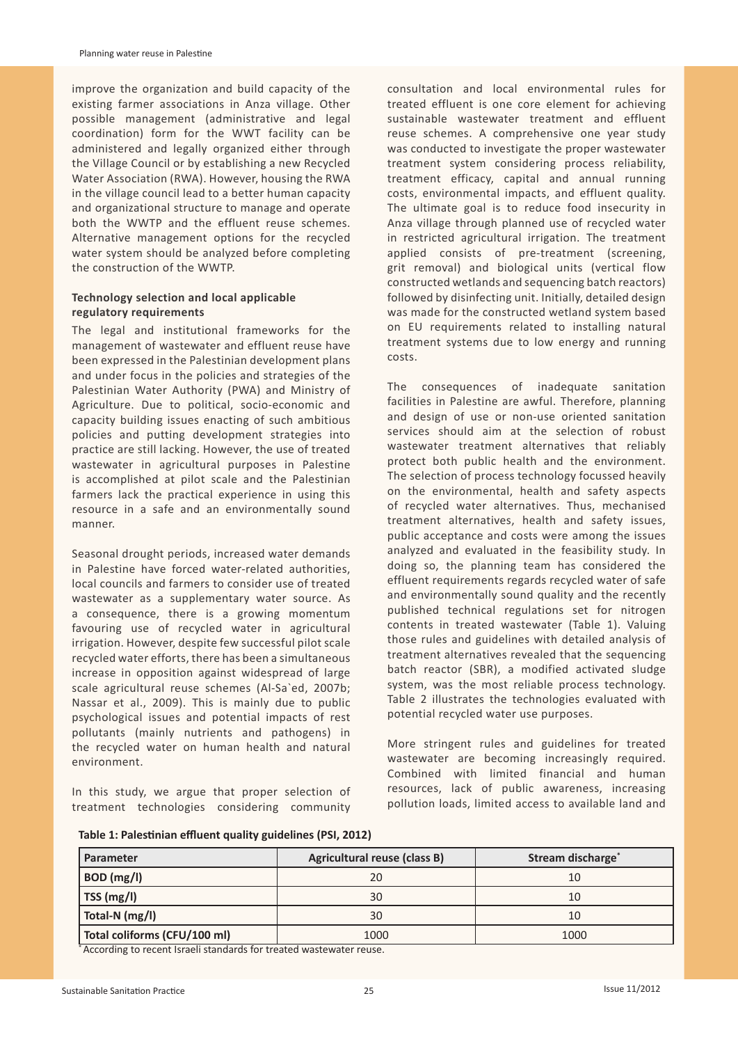improve the organization and build capacity of the existing farmer associations in Anza village. Other possible management (administrative and legal coordination) form for the WWT facility can be administered and legally organized either through the Village Council or by establishing a new Recycled Water Association (RWA). However, housing the RWA in the village council lead to a better human capacity and organizational structure to manage and operate both the WWTP and the effluent reuse schemes. Alternative management options for the recycled water system should be analyzed before completing the construction of the WWTP.

**Technology selection and local applicable regulatory requirements**

The legal and institutional frameworks for the management of wastewater and effluent reuse have been expressed in the Palestinian development plans and under focus in the policies and strategies of the Palestinian Water Authority (PWA) and Ministry of Agriculture. Due to political, socio-economic and capacity building issues enacting of such ambitious policies and putting development strategies into practice are still lacking. However, the use of treated wastewater in agricultural purposes in Palestine is accomplished at pilot scale and the Palestinian farmers lack the practical experience in using this resource in a safe and an environmentally sound manner.

Seasonal drought periods, increased water demands in Palestine have forced water-related authorities, local councils and farmers to consider use of treated wastewater as a supplementary water source. As a consequence, there is a growing momentum favouring use of recycled water in agricultural irrigation. However, despite few successful pilot scale recycled water efforts, there has been a simultaneous increase in opposition against widespread of large scale agricultural reuse schemes (Al-Sa`ed, 2007b; Nassar et al., 2009). This is mainly due to public psychological issues and potential impacts of rest pollutants (mainly nutrients and pathogens) in the recycled water on human health and natural environment.

In this study, we argue that proper selection of treatment technologies considering community consultation and local environmental rules for treated effluent is one core element for achieving sustainable wastewater treatment and effluent reuse schemes. A comprehensive one year study was conducted to investigate the proper wastewater treatment system considering process reliability, treatment efficacy, capital and annual running costs, environmental impacts, and effluent quality. The ultimate goal is to reduce food insecurity in Anza village through planned use of recycled water in restricted agricultural irrigation. The treatment applied consists of pre-treatment (screening, grit removal) and biological units (vertical flow constructed wetlands and sequencing batch reactors) followed by disinfecting unit. Initially, detailed design was made for the constructed wetland system based on EU requirements related to installing natural treatment systems due to low energy and running costs.

The consequences of inadequate sanitation facilities in Palestine are awful. Therefore, planning and design of use or non-use oriented sanitation services should aim at the selection of robust wastewater treatment alternatives that reliably protect both public health and the environment. The selection of process technology focussed heavily on the environmental, health and safety aspects of recycled water alternatives. Thus, mechanised treatment alternatives, health and safety issues, public acceptance and costs were among the issues analyzed and evaluated in the feasibility study. In doing so, the planning team has considered the effluent requirements regards recycled water of safe and environmentally sound quality and the recently published technical regulations set for nitrogen contents in treated wastewater (Table 1). Valuing those rules and guidelines with detailed analysis of treatment alternatives revealed that the sequencing batch reactor (SBR), a modified activated sludge system, was the most reliable process technology. Table 2 illustrates the technologies evaluated with potential recycled water use purposes.

More stringent rules and guidelines for treated wastewater are becoming increasingly required. Combined with limited financial and human resources, lack of public awareness, increasing pollution loads, limited access to available land and

**Table 1: Palestinian effluent quality guidelines (PSI, 2012)**

| Parameter | Agricultural reuse (class B) | Stream discharge* |
|---|---|---|
| BOD (mg/l) | 20 | 10 |
| TSS (mg/l) | 30 | 10 |
| Total-N (mg/l) | 30 | 10 |
| Total coliforms (CFU/100 ml) | 1000 | 1000 |

*According to recent Israeli standards for treated wastewater reuse.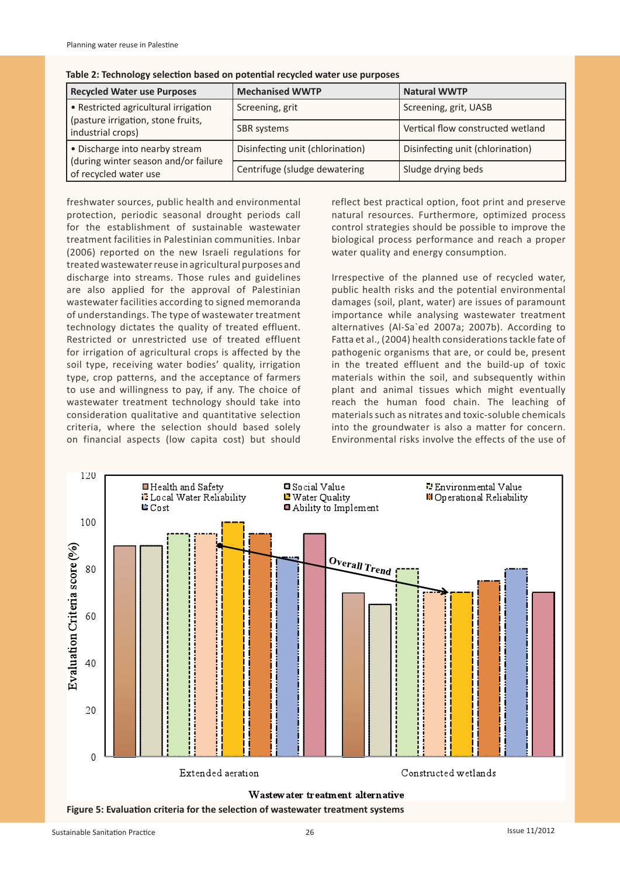**Table 2: Technology selection based on potential recycled water use purposes**

| Recycled Water use Purposes | Mechanised WWTP | Natural WWTP |
|---|---|---|
| • Restricted agricultural irrigation (pasture irrigation, stone fruits, industrial crops) | Screening, grit | Screening, grit, UASB |
| | SBR systems | Vertical flow constructed wetland |
| • Discharge into nearby stream (during winter season and/or failure of recycled water use | Disinfecting unit (chlorination) | Disinfecting unit (chlorination) |
| | Centrifuge (sludge dewatering | Sludge drying beds |

freshwater sources, public health and environmental protection, periodic seasonal drought periods call for the establishment of sustainable wastewater treatment facilities in Palestinian communities. Inbar (2006) reported on the new Israeli regulations for treated wastewater reuse in agricultural purposes and discharge into streams. Those rules and guidelines are also applied for the approval of Palestinian wastewater facilities according to signed memoranda of understandings. The type of wastewater treatment technology dictates the quality of treated effluent. Restricted or unrestricted use of treated effluent for irrigation of agricultural crops is affected by the soil type, receiving water bodies' quality, irrigation type, crop patterns, and the acceptance of farmers to use and willingness to pay, if any. The choice of wastewater treatment technology should take into consideration qualitative and quantitative selection criteria, where the selection should based solely on financial aspects (low capita cost) but should reflect best practical option, foot print and preserve natural resources. Furthermore, optimized process control strategies should be possible to improve the biological process performance and reach a proper water quality and energy consumption.

Irrespective of the planned use of recycled water, public health risks and the potential environmental damages (soil, plant, water) are issues of paramount importance while analysing wastewater treatment alternatives (Al-Sa`ed 2007a; 2007b). According to Fatta et al., (2004) health considerations tackle fate of pathogenic organisms that are, or could be, present in the treated effluent and the build-up of toxic materials within the soil, and subsequently within plant and animal tissues which might eventually reach the human food chain. The leaching of materials such as nitrates and toxic-soluble chemicals into the groundwater is also a matter for concern. Environmental risks involve the effects of the use of

**Figure 5: Evaluation criteria for the selection of wastewater treatment systems**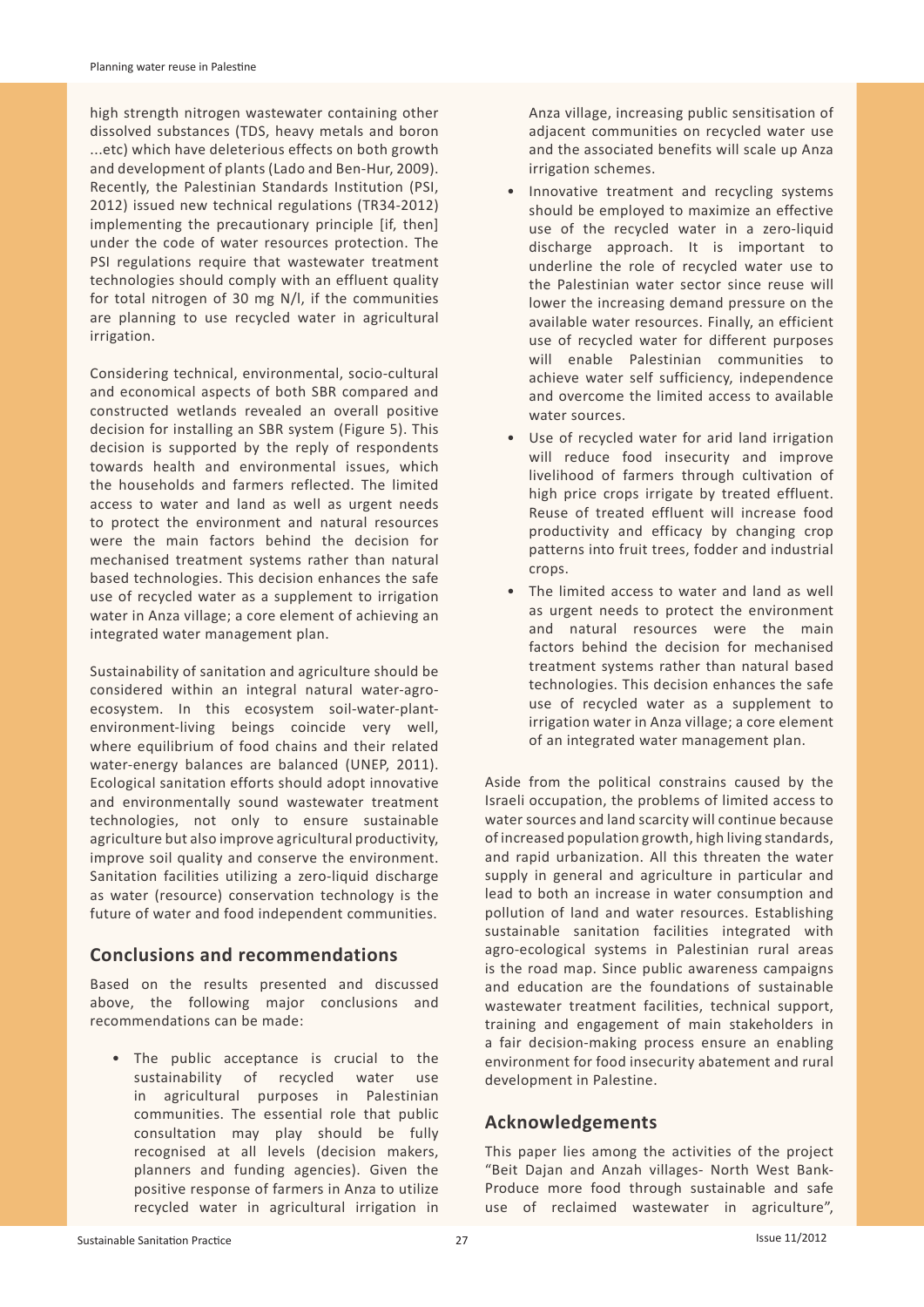high strength nitrogen wastewater containing other dissolved substances (TDS, heavy metals and boron ...etc) which have deleterious effects on both growth and development of plants (Lado and Ben-Hur, 2009). Recently, the Palestinian Standards Institution (PSI, 2012) issued new technical regulations (TR34-2012) implementing the precautionary principle [if, then] under the code of water resources protection. The PSI regulations require that wastewater treatment technologies should comply with an effluent quality for total nitrogen of 30 mg N/l, if the communities are planning to use recycled water in agricultural irrigation.

Considering technical, environmental, socio-cultural and economical aspects of both SBR compared and constructed wetlands revealed an overall positive decision for installing an SBR system (Figure 5). This decision is supported by the reply of respondents towards health and environmental issues, which the households and farmers reflected. The limited access to water and land as well as urgent needs to protect the environment and natural resources were the main factors behind the decision for mechanised treatment systems rather than natural based technologies. This decision enhances the safe use of recycled water as a supplement to irrigation water in Anza village; a core element of achieving an integrated water management plan.

Sustainability of sanitation and agriculture should be considered within an integral natural water-agro-ecosystem. In this ecosystem soil-water-plant-environment-living beings coincide very well, where equilibrium of food chains and their related water-energy balances are balanced (UNEP, 2011). Ecological sanitation efforts should adopt innovative and environmentally sound wastewater treatment technologies, not only to ensure sustainable agriculture but also improve agricultural productivity, improve soil quality and conserve the environment. Sanitation facilities utilizing a zero-liquid discharge as water (resource) conservation technology is the future of water and food independent communities.

## Conclusions and recommendations

Based on the results presented and discussed above, the following major conclusions and recommendations can be made:

- The public acceptance is crucial to the sustainability of recycled water use in agricultural purposes in Palestinian communities. The essential role that public consultation may play should be fully recognised at all levels (decision makers, planners and funding agencies). Given the positive response of farmers in Anza to utilize recycled water in agricultural irrigation in Anza village, increasing public sensitisation of adjacent communities on recycled water use and the associated benefits will scale up Anza irrigation schemes.
- Innovative treatment and recycling systems should be employed to maximize an effective use of the recycled water in a zero-liquid discharge approach. It is important to underline the role of recycled water use to the Palestinian water sector since reuse will lower the increasing demand pressure on the available water resources. Finally, an efficient use of recycled water for different purposes will enable Palestinian communities to achieve water self sufficiency, independence and overcome the limited access to available water sources.
- Use of recycled water for arid land irrigation will reduce food insecurity and improve livelihood of farmers through cultivation of high price crops irrigate by treated effluent. Reuse of treated effluent will increase food productivity and efficacy by changing crop patterns into fruit trees, fodder and industrial crops.
- The limited access to water and land as well as urgent needs to protect the environment and natural resources were the main factors behind the decision for mechanised treatment systems rather than natural based technologies. This decision enhances the safe use of recycled water as a supplement to irrigation water in Anza village; a core element of an integrated water management plan.

Aside from the political constrains caused by the Israeli occupation, the problems of limited access to water sources and land scarcity will continue because of increased population growth, high living standards, and rapid urbanization. All this threaten the water supply in general and agriculture in particular and lead to both an increase in water consumption and pollution of land and water resources. Establishing sustainable sanitation facilities integrated with agro-ecological systems in Palestinian rural areas is the road map. Since public awareness campaigns and education are the foundations of sustainable wastewater treatment facilities, technical support, training and engagement of main stakeholders in a fair decision-making process ensure an enabling environment for food insecurity abatement and rural development in Palestine.

## Acknowledgements

This paper lies among the activities of the project "Beit Dajan and Anzah villages- North West Bank- Produce more food through sustainable and safe use of reclaimed wastewater in agriculture",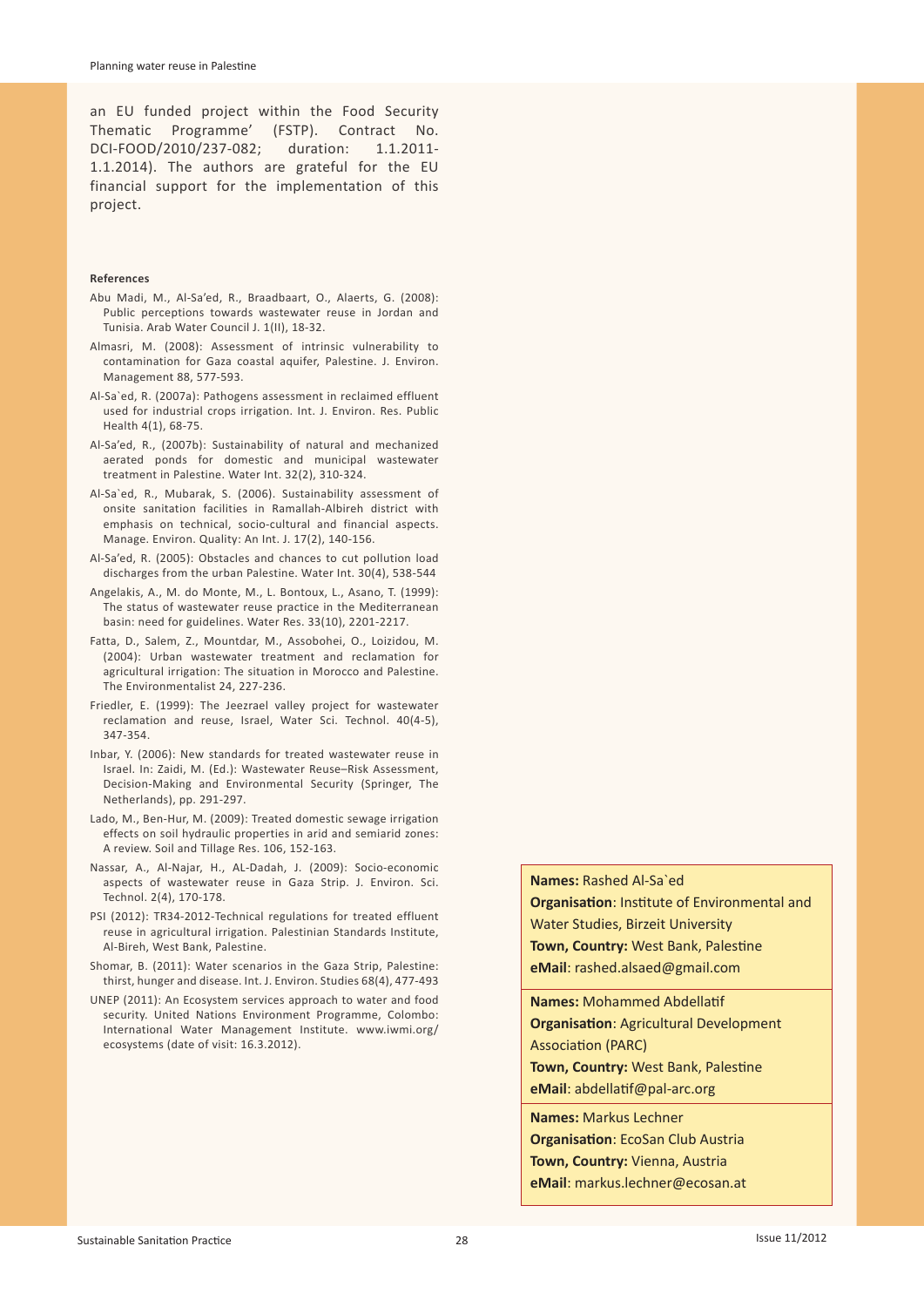an EU funded project within the Food Security Thematic Programme' (FSTP). Contract No. DCI-FOOD/2010/237-082; duration: 1.1.2011-1.1.2014). The authors are grateful for the EU financial support for the implementation of this project.

**References**

Abu Madi, M., Al-Sa'ed, R., Braadbaart, O., Alaerts, G. (2008): Public perceptions towards wastewater reuse in Jordan and Tunisia. Arab Water Council J. 1(II), 18-32.

Almasri, M. (2008): Assessment of intrinsic vulnerability to contamination for Gaza coastal aquifer, Palestine. J. Environ. Management 88, 577-593.

Al-Sa`ed, R. (2007a): Pathogens assessment in reclaimed effluent used for industrial crops irrigation. Int. J. Environ. Res. Public Health 4(1), 68-75.

Al-Sa'ed, R., (2007b): Sustainability of natural and mechanized aerated ponds for domestic and municipal wastewater treatment in Palestine. Water Int. 32(2), 310-324.

Al-Sa`ed, R., Mubarak, S. (2006). Sustainability assessment of onsite sanitation facilities in Ramallah-Albireh district with emphasis on technical, socio-cultural and financial aspects. Manage. Environ. Quality: An Int. J. 17(2), 140-156.

Al-Sa'ed, R. (2005): Obstacles and chances to cut pollution load discharges from the urban Palestine. Water Int. 30(4), 538-544

Angelakis, A., M. do Monte, M., L. Bontoux, L., Asano, T. (1999): The status of wastewater reuse practice in the Mediterranean basin: need for guidelines. Water Res. 33(10), 2201-2217.

Fatta, D., Salem, Z., Mountdar, M., Assobohei, O., Loizidou, M. (2004): Urban wastewater treatment and reclamation for agricultural irrigation: The situation in Morocco and Palestine. The Environmentalist 24, 227-236.

Friedler, E. (1999): The Jeezrael valley project for wastewater reclamation and reuse, Israel, Water Sci. Technol. 40(4-5), 347-354.

Inbar, Y. (2006): New standards for treated wastewater reuse in Israel. In: Zaidi, M. (Ed.): Wastewater Reuse–Risk Assessment, Decision-Making and Environmental Security (Springer, The Netherlands), pp. 291-297.

Lado, M., Ben-Hur, M. (2009): Treated domestic sewage irrigation effects on soil hydraulic properties in arid and semiarid zones: A review. Soil and Tillage Res. 106, 152-163.

Nassar, A., Al-Najar, H., AL-Dadah, J. (2009): Socio-economic aspects of wastewater reuse in Gaza Strip. J. Environ. Sci. Technol. 2(4), 170-178.

PSI (2012): TR34-2012-Technical regulations for treated effluent reuse in agricultural irrigation. Palestinian Standards Institute, Al-Bireh, West Bank, Palestine.

Shomar, B. (2011): Water scenarios in the Gaza Strip, Palestine: thirst, hunger and disease. Int. J. Environ. Studies 68(4), 477-493

UNEP (2011): An Ecosystem services approach to water and food security. United Nations Environment Programme, Colombo: International Water Management Institute. www.iwmi.org/ecosystems (date of visit: 16.3.2012).

**Names:** Rashed Al-Sa`ed
**Organisation**: Institute of Environmental and Water Studies, Birzeit University
**Town, Country:** West Bank, Palestine
**eMail**: rashed.alsaed@gmail.com

**Names:** Mohammed Abdellatif
**Organisation**: Agricultural Development Association (PARC)
**Town, Country:** West Bank, Palestine
**eMail**: abdellatif@pal-arc.org

**Names:** Markus Lechner
**Organisation**: EcoSan Club Austria
**Town, Country:** Vienna, Austria
**eMail**: markus.lechner@ecosan.at